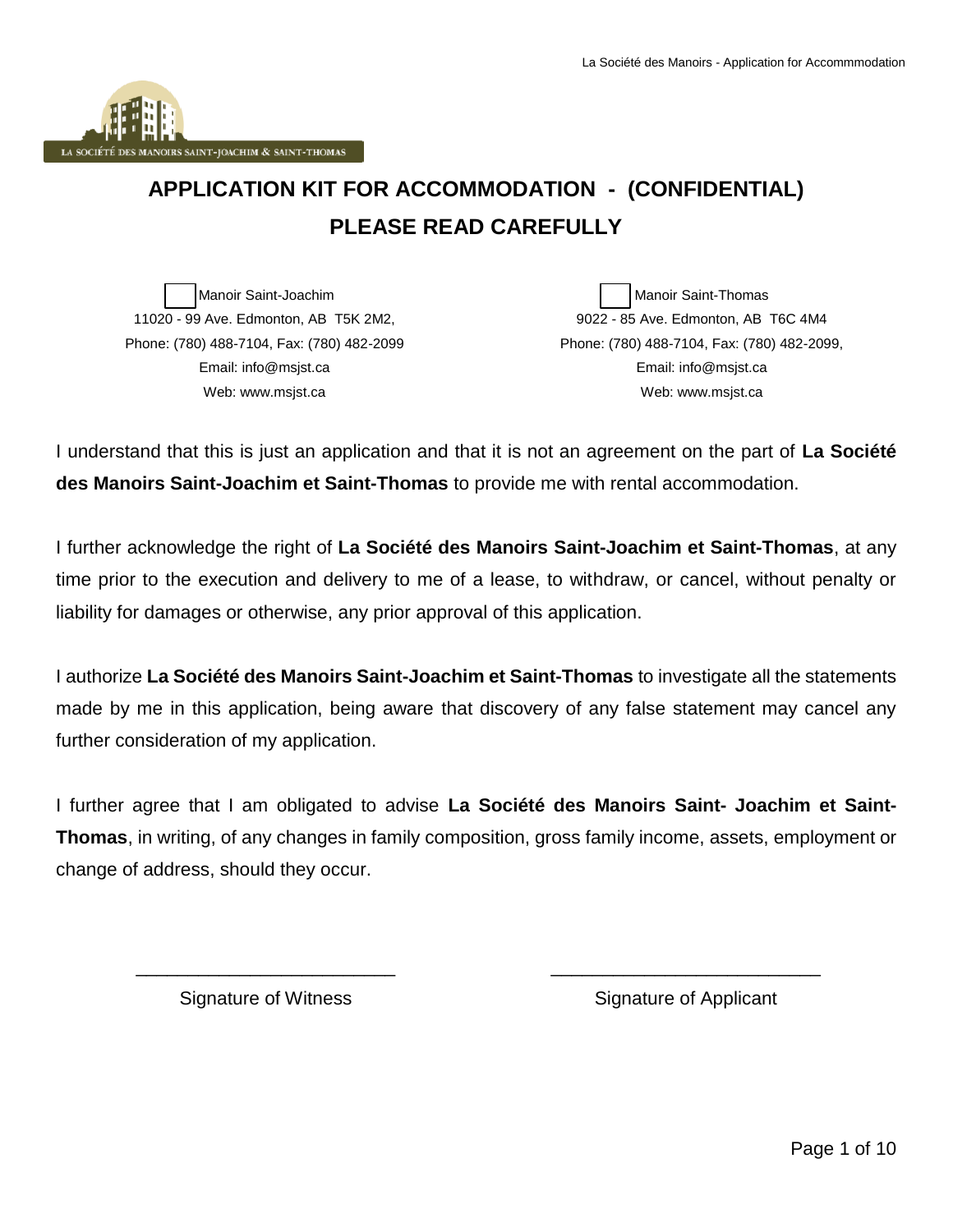# APPLICATION KIT FOR ACCOMMODATION - (CONFIDENTIAL)

## PLEASE READ CAREFULLY

☐ Manoir Saint-Joachim
11020 - 99 Ave. Edmonton, AB T5K 2M2,
Phone: (780) 488-7104, Fax: (780) 482-2099
Email: info@msjst.ca
Web: www.msjst.ca

☐ Manoir Saint-Thomas
9022 - 85 Ave. Edmonton, AB T6C 4M4
Phone: (780) 488-7104, Fax: (780) 482-2099,
Email: info@msjst.ca
Web: www.msjst.ca

I understand that this is just an application and that it is not an agreement on the part of **La Société des Manoirs Saint-Joachim et Saint-Thomas** to provide me with rental accommodation.

I further acknowledge the right of **La Société des Manoirs Saint-Joachim et Saint-Thomas**, at any time prior to the execution and delivery to me of a lease, to withdraw, or cancel, without penalty or liability for damages or otherwise, any prior approval of this application.

I authorize **La Société des Manoirs Saint-Joachim et Saint-Thomas** to investigate all the statements made by me in this application, being aware that discovery of any false statement may cancel any further consideration of my application.

I further agree that I am obligated to advise **La Société des Manoirs Saint- Joachim et Saint-Thomas**, in writing, of any changes in family composition, gross family income, assets, employment or change of address, should they occur.

\_\_\_\_\_\_\_\_\_\_\_\_\_\_\_\_\_\_\_\_\_\_\_\_\_
Signature of Witness

\_\_\_\_\_\_\_\_\_\_\_\_\_\_\_\_\_\_\_\_\_\_\_\_\_
Signature of Applicant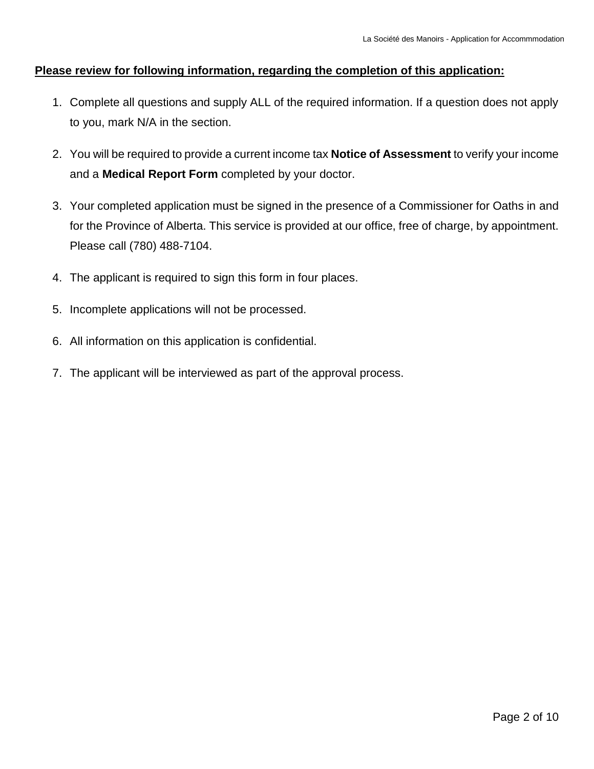**Please review for following information, regarding the completion of this application:**

1. Complete all questions and supply ALL of the required information. If a question does not apply to you, mark N/A in the section.

2. You will be required to provide a current income tax **Notice of Assessment** to verify your income and a **Medical Report Form** completed by your doctor.

3. Your completed application must be signed in the presence of a Commissioner for Oaths in and for the Province of Alberta. This service is provided at our office, free of charge, by appointment. Please call (780) 488-7104.

4. The applicant is required to sign this form in four places.

5. Incomplete applications will not be processed.

6. All information on this application is confidential.

7. The applicant will be interviewed as part of the approval process.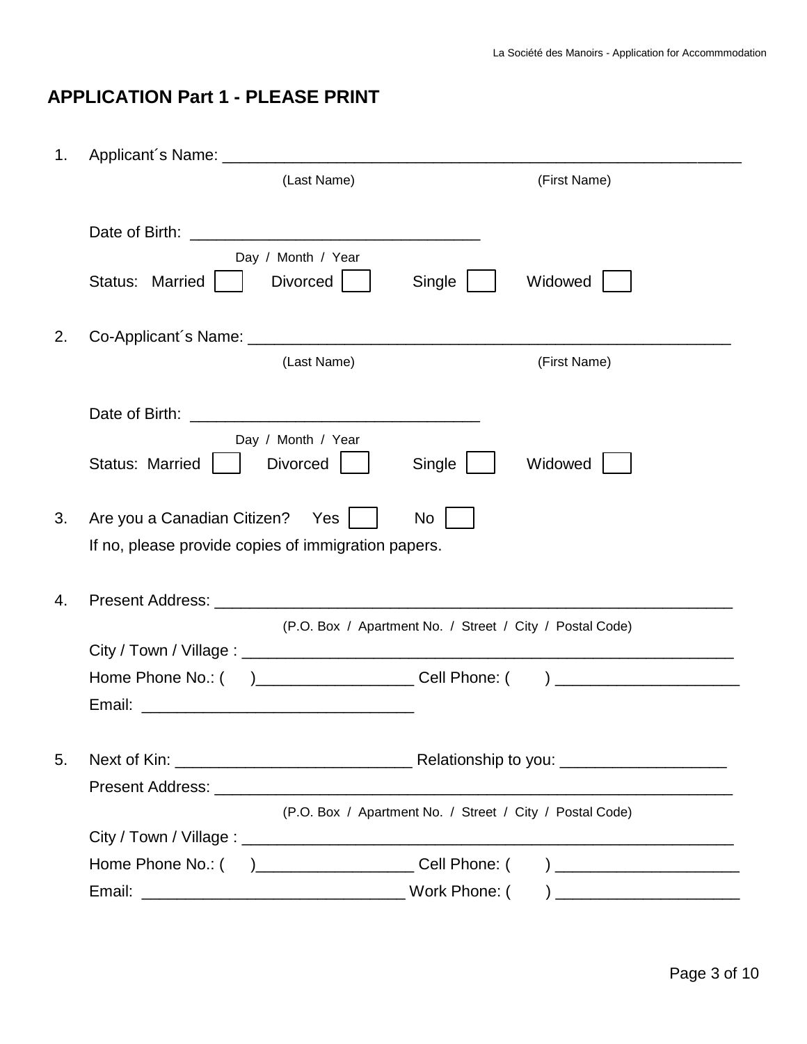## APPLICATION Part 1 - PLEASE PRINT

1. Applicant´s Name: ____________________________________________________________

   (Last Name) (First Name)

   Date of Birth: ________________________________

   Day / Month / Year

   Status: Married ☐ Divorced ☐ Single ☐ Widowed ☐

2. Co-Applicant´s Name: _________________________________________________________

   (Last Name) (First Name)

   Date of Birth: ________________________________

   Day / Month / Year

   Status: Married ☐ Divorced ☐ Single ☐ Widowed ☐

3. Are you a Canadian Citizen? Yes ☐ No ☐

   If no, please provide copies of immigration papers.

4. Present Address: ___________________________________________________________

   (P.O. Box / Apartment No. / Street / City / Postal Code)

   City / Town / Village : _______________________________________________________

   Home Phone No.: (    )_________________ Cell Phone: (    ) ____________________

   Email: ______________________________

5. Next of Kin: __________________________ Relationship to you: __________________

   Present Address: ___________________________________________________________

   (P.O. Box / Apartment No. / Street / City / Postal Code)

   City / Town / Village : _______________________________________________________

   Home Phone No.: (    )_________________ Cell Phone: (    ) ____________________

   Email: _____________________________ Work Phone: (    ) ____________________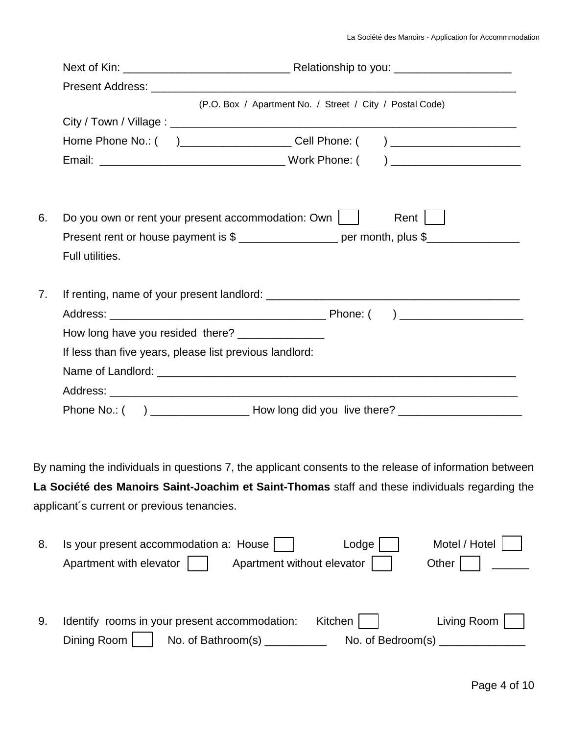Next of Kin: ___________________________ Relationship to you: ___________________

Present Address: _____________________________________________________________

(P.O. Box / Apartment No. / Street / City / Postal Code)

City / Town / Village : _________________________________________________________

Home Phone No.: (     )__________________ Cell Phone: (     ) _____________________

Email: ______________________________ Work Phone: (     ) _____________________

6. Do you own or rent your present accommodation: Own ☐ Rent ☐

   Present rent or house payment is $ ________________ per month, plus $_______________

   Full utilities.

7. If renting, name of your present landlord: _________________________________________

   Address: ___________________________________ Phone: (     ) ____________________

   How long have you resided there? ______________

   If less than five years, please list previous landlord:

   Name of Landlord: ____________________________________________________________

   Address: ___________________________________________________________________

   Phone No.: (     ) ________________ How long did you live there? ____________________

By naming the individuals in questions 7, the applicant consents to the release of information between **La Société des Manoirs Saint-Joachim et Saint-Thomas** staff and these individuals regarding the applicant´s current or previous tenancies.

8. Is your present accommodation a: House ☐ Lodge ☐ Motel / Hotel ☐

   Apartment with elevator ☐ Apartment without elevator ☐ Other ☐ ______

9. Identify rooms in your present accommodation: Kitchen ☐ Living Room ☐

   Dining Room ☐ No. of Bathroom(s) __________ No. of Bedroom(s) ______________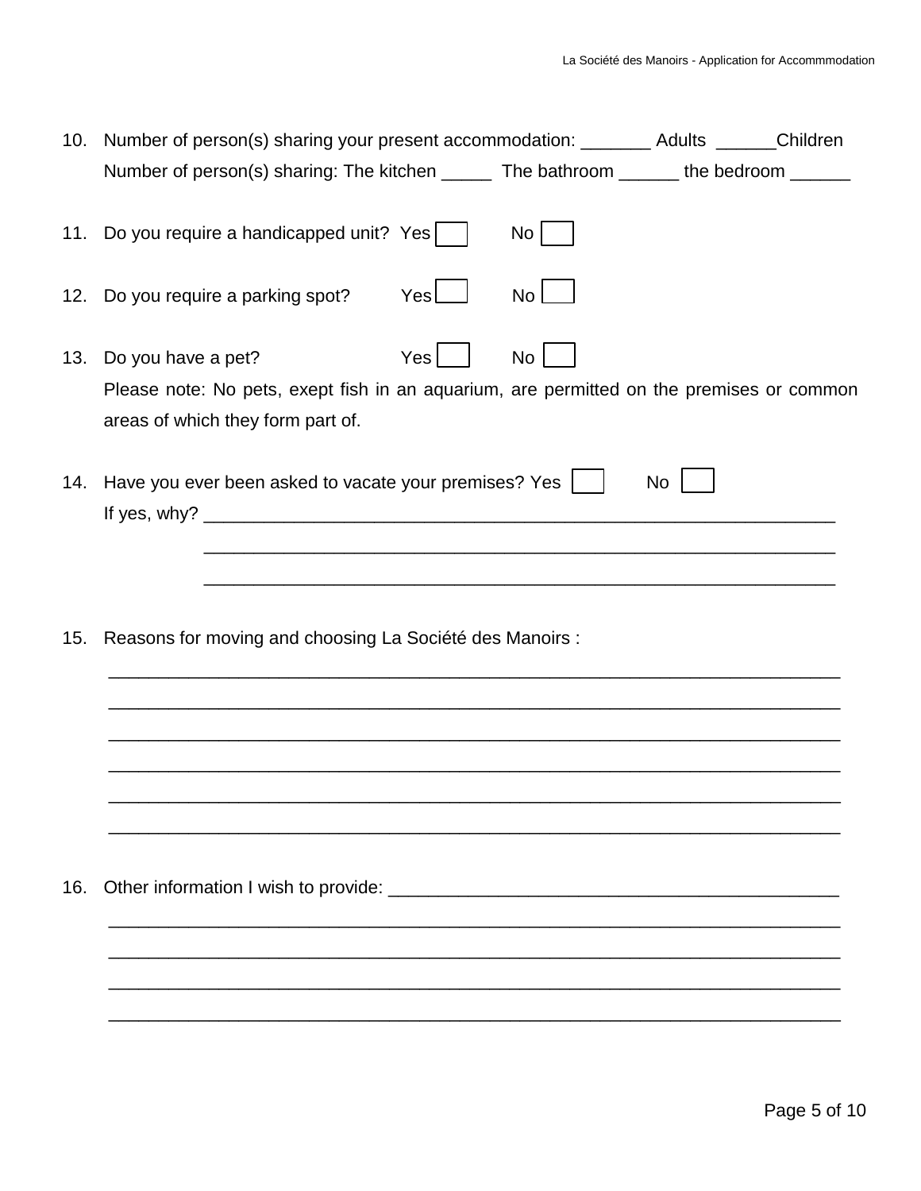10. Number of person(s) sharing your present accommodation: _______ Adults ______Children
    Number of person(s) sharing: The kitchen _____ The bathroom ______ the bedroom ______

11. Do you require a handicapped unit? Yes ☐ No ☐

12. Do you require a parking spot? Yes ☐ No ☐

13. Do you have a pet? Yes ☐ No ☐
    Please note: No pets, exept fish in an aquarium, are permitted on the premises or common areas of which they form part of.

14. Have you ever been asked to vacate your premises? Yes ☐ No ☐
    If yes, why? ________________________________________________________________
    ________________________________________________________________
    ________________________________________________________________

15. Reasons for moving and choosing La Société des Manoirs :
    ________________________________________________________________________
    ________________________________________________________________________
    ________________________________________________________________________
    ________________________________________________________________________
    ________________________________________________________________________
    ________________________________________________________________________

16. Other information I wish to provide: ____________________________________________
    ________________________________________________________________________
    ________________________________________________________________________
    ________________________________________________________________________
    ________________________________________________________________________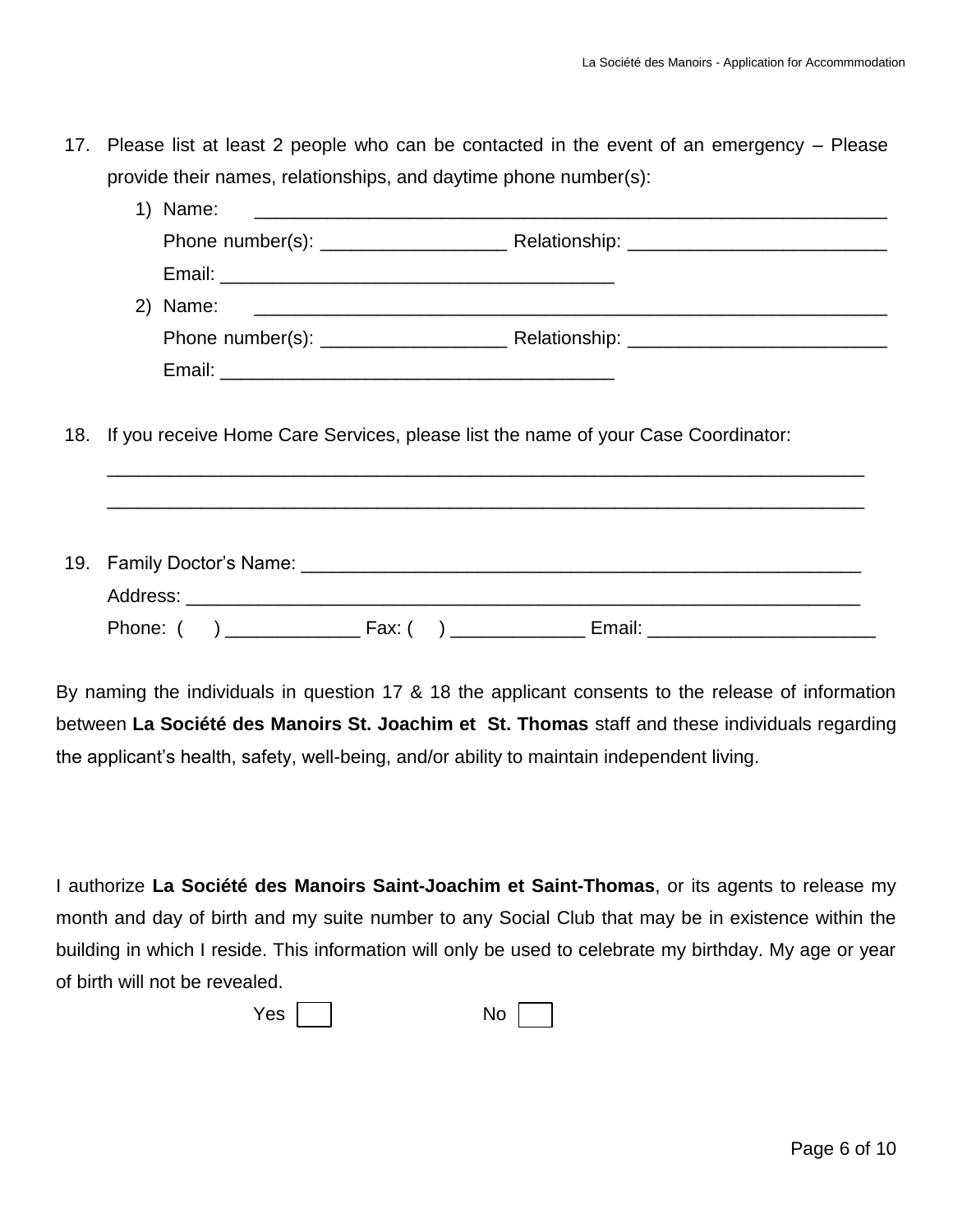17. Please list at least 2 people who can be contacted in the event of an emergency – Please provide their names, relationships, and daytime phone number(s):

    1) Name: ______________________________________________________________

       Phone number(s): _________________ Relationship: ________________________

       Email: _____________________________________

    2) Name: ______________________________________________________________

       Phone number(s): _________________ Relationship: ________________________

       Email: _____________________________________

18. If you receive Home Care Services, please list the name of your Case Coordinator:

    ________________________________________________________________________

    ________________________________________________________________________

19. Family Doctor's Name: _______________________________________________________

    Address: _______________________________________________________________

    Phone: (     ) _____________ Fax: (     ) _____________ Email: _____________________

By naming the individuals in question 17 & 18 the applicant consents to the release of information between **La Société des Manoirs St. Joachim et St. Thomas** staff and these individuals regarding the applicant's health, safety, well-being, and/or ability to maintain independent living.

I authorize **La Société des Manoirs Saint-Joachim et Saint-Thomas**, or its agents to release my month and day of birth and my suite number to any Social Club that may be in existence within the building in which I reside. This information will only be used to celebrate my birthday. My age or year of birth will not be revealed.

Yes ☐ No ☐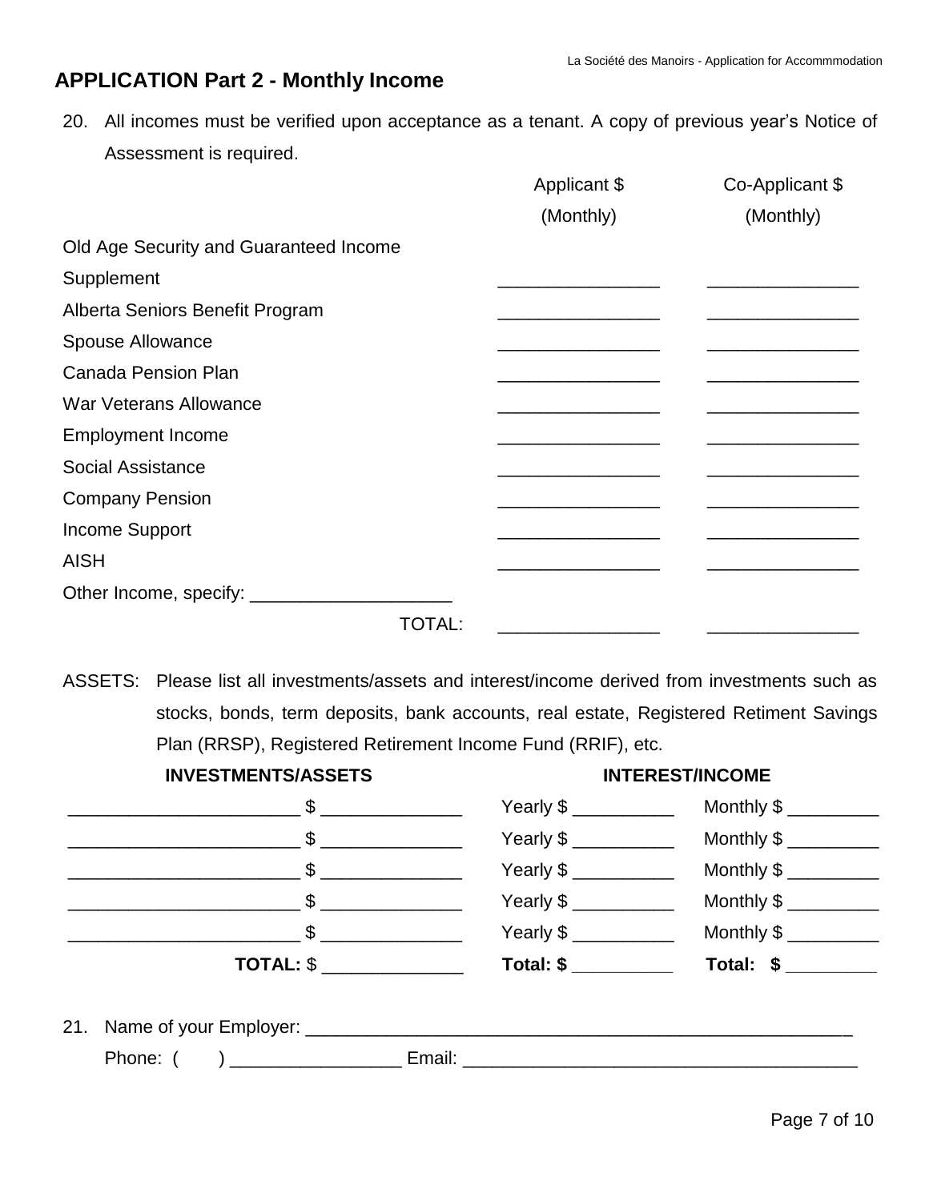## APPLICATION Part 2 - Monthly Income

20. All incomes must be verified upon acceptance as a tenant. A copy of previous year's Notice of Assessment is required.

| | Applicant $ (Monthly) | Co-Applicant $ (Monthly) |
|---|---|---|
| Old Age Security and Guaranteed Income Supplement | ________________ | _______________ |
| Alberta Seniors Benefit Program | ________________ | _______________ |
| Spouse Allowance | ________________ | _______________ |
| Canada Pension Plan | ________________ | _______________ |
| War Veterans Allowance | ________________ | _______________ |
| Employment Income | ________________ | _______________ |
| Social Assistance | ________________ | _______________ |
| Company Pension | ________________ | _______________ |
| Income Support | ________________ | _______________ |
| AISH | ________________ | _______________ |
| Other Income, specify: ____________________ | | |
| TOTAL: | ________________ | _______________ |

ASSETS: Please list all investments/assets and interest/income derived from investments such as stocks, bonds, term deposits, bank accounts, real estate, Registered Retiment Savings Plan (RRSP), Registered Retirement Income Fund (RRIF), etc.

| **INVESTMENTS/ASSETS** | | **INTEREST/INCOME** | |
|---|---|---|---|
| _______________________ | $ ______________ | Yearly $ __________ | Monthly $ _________ |
| _______________________ | $ ______________ | Yearly $ __________ | Monthly $ _________ |
| _______________________ | $ ______________ | Yearly $ __________ | Monthly $ _________ |
| _______________________ | $ ______________ | Yearly $ __________ | Monthly $ _________ |
| _______________________ | $ ______________ | Yearly $ __________ | Monthly $ _________ |
| **TOTAL:** | $ ______________ | **Total: $** __________ | **Total: $** _________ |

21. Name of your Employer: _______________________________________________________

Phone: (       ) _________________ Email: _______________________________________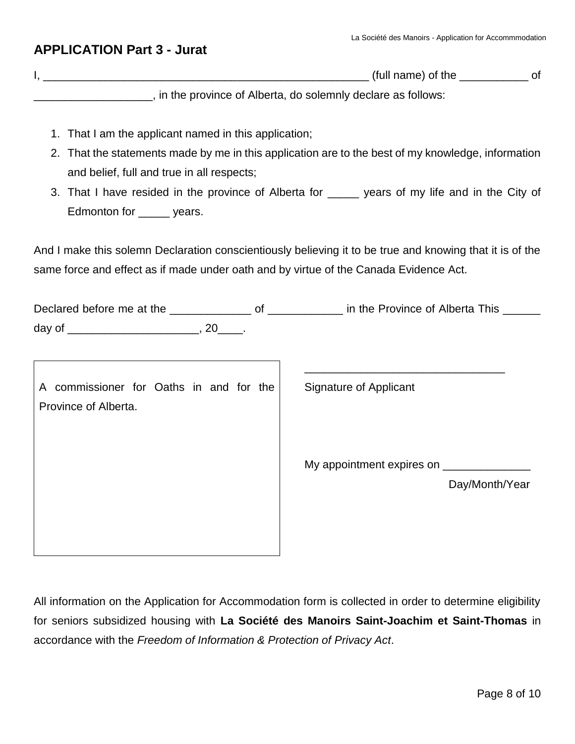## APPLICATION Part 3 - Jurat

I, _____________________________________________________ (full name) of the ___________ of ___________________, in the province of Alberta, do solemnly declare as follows:

1. That I am the applicant named in this application;
2. That the statements made by me in this application are to the best of my knowledge, information and belief, full and true in all respects;
3. That I have resided in the province of Alberta for _____ years of my life and in the City of Edmonton for _____ years.

And I make this solemn Declaration conscientiously believing it to be true and knowing that it is of the same force and effect as if made under oath and by virtue of the Canada Evidence Act.

Declared before me at the _____________ of ___________ in the Province of Alberta This ______ day of _____________________, 20____.

| A commissioner for Oaths in and for the Province of Alberta. |
|---|

________________________________

Signature of Applicant

My appointment expires on ______________

Day/Month/Year

All information on the Application for Accommodation form is collected in order to determine eligibility for seniors subsidized housing with **La Société des Manoirs Saint-Joachim et Saint-Thomas** in accordance with the *Freedom of Information & Protection of Privacy Act*.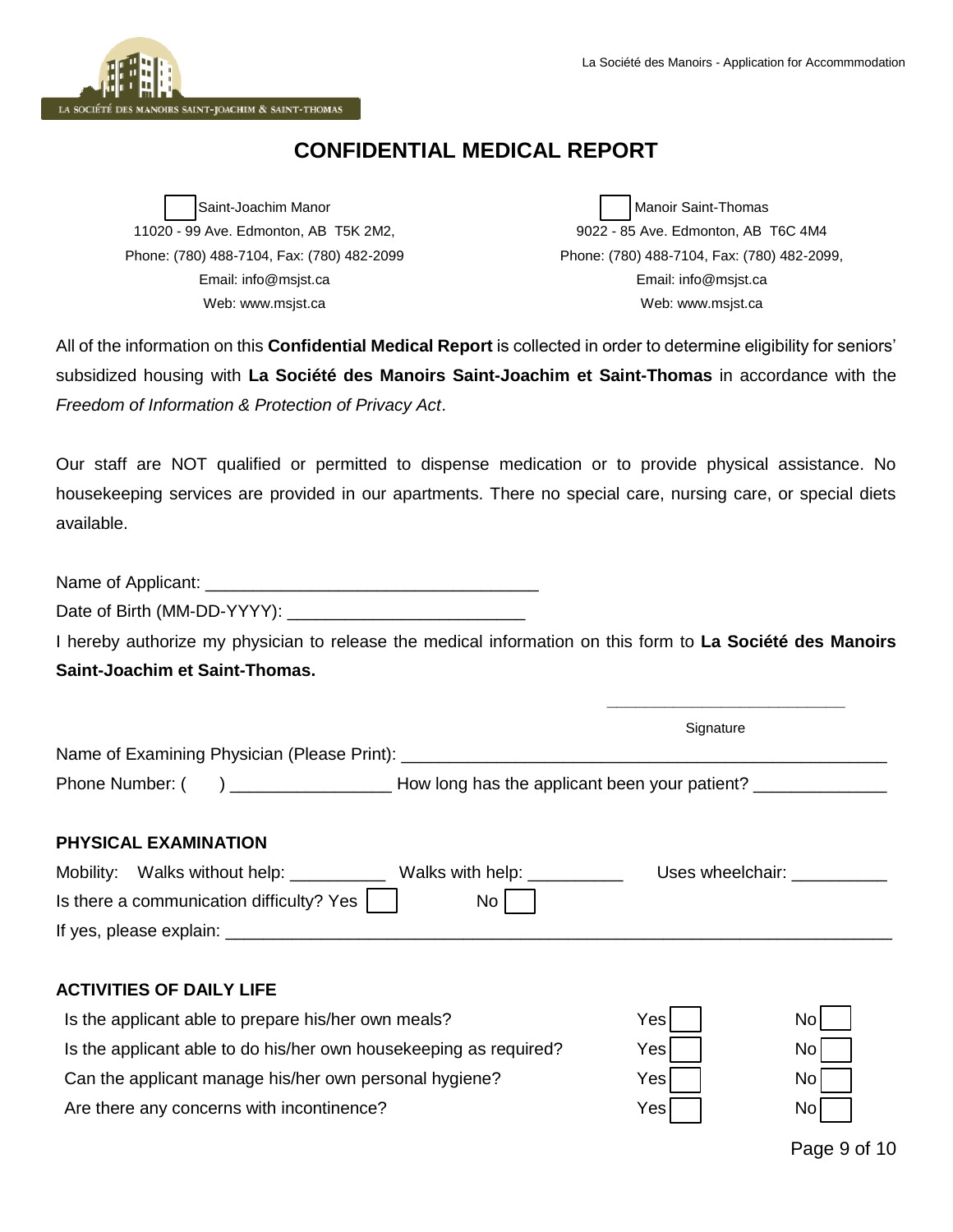# CONFIDENTIAL MEDICAL REPORT

☐ Saint-Joachim Manor
11020 - 99 Ave. Edmonton, AB T5K 2M2,
Phone: (780) 488-7104, Fax: (780) 482-2099
Email: info@msjst.ca
Web: www.msjst.ca

☐ Manoir Saint-Thomas
9022 - 85 Ave. Edmonton, AB T6C 4M4
Phone: (780) 488-7104, Fax: (780) 482-2099,
Email: info@msjst.ca
Web: www.msjst.ca

All of the information on this **Confidential Medical Report** is collected in order to determine eligibility for seniors' subsidized housing with **La Société des Manoirs Saint-Joachim et Saint-Thomas** in accordance with the *Freedom of Information & Protection of Privacy Act*.

Our staff are NOT qualified or permitted to dispense medication or to provide physical assistance. No housekeeping services are provided in our apartments. There no special care, nursing care, or special diets available.

Name of Applicant: ___________________________________

Date of Birth (MM-DD-YYYY): ________________________

I hereby authorize my physician to release the medical information on this form to **La Société des Manoirs Saint-Joachim et Saint-Thomas.**

____________________________
Signature

Name of Examining Physician (Please Print): ____________________________________________________

Phone Number: (     ) ________________ How long has the applicant been your patient? _____________

## PHYSICAL EXAMINATION

Mobility: Walks without help: __________ Walks with help: __________ Uses wheelchair: __________

Is there a communication difficulty? Yes ☐ No ☐

If yes, please explain: ______________________________________________________________________

## ACTIVITIES OF DAILY LIFE

| | | |
|---|---|---|
| Is the applicant able to prepare his/her own meals? | Yes ☐ | No ☐ |
| Is the applicant able to do his/her own housekeeping as required? | Yes ☐ | No ☐ |
| Can the applicant manage his/her own personal hygiene? | Yes ☐ | No ☐ |
| Are there any concerns with incontinence? | Yes ☐ | No ☐ |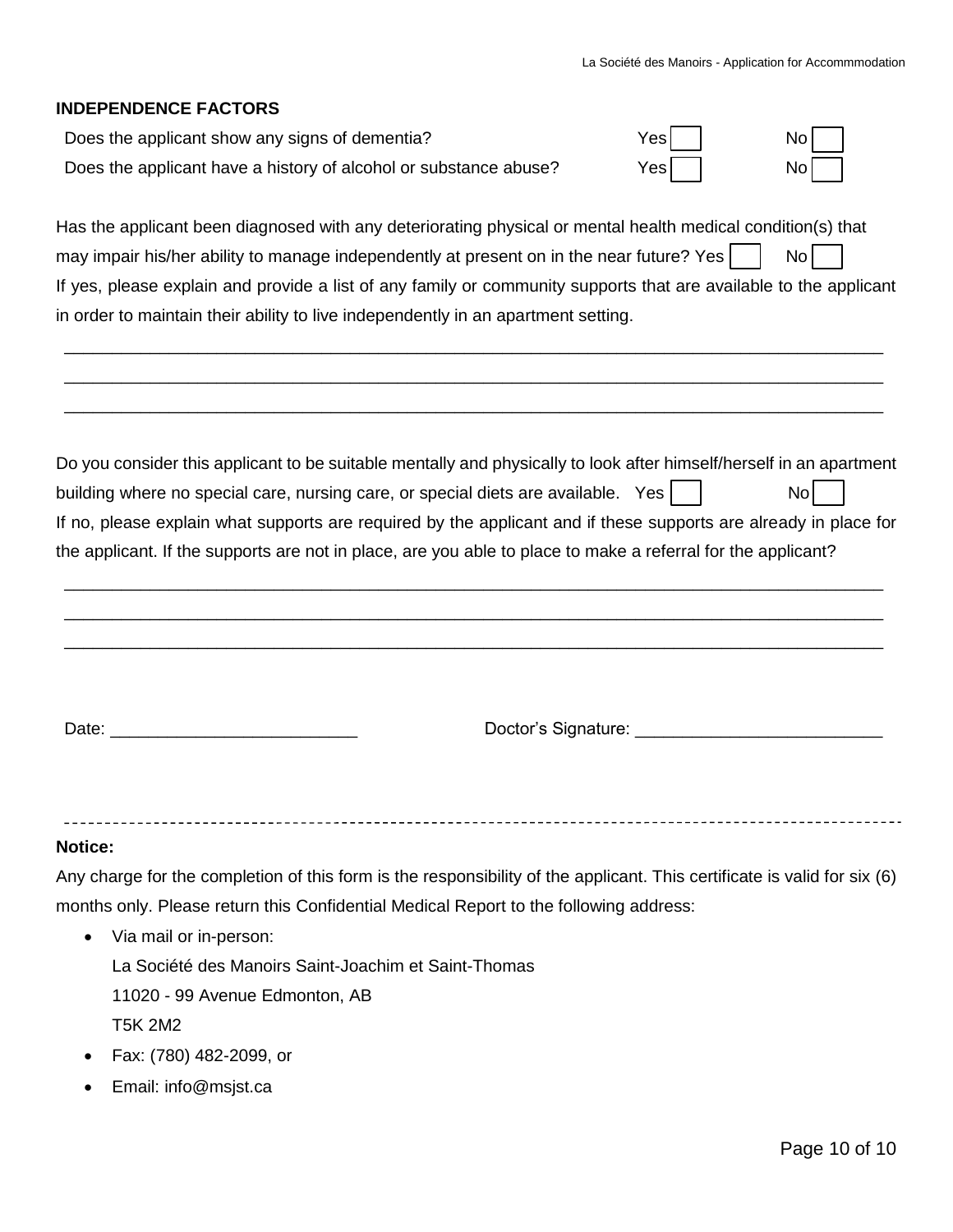## INDEPENDENCE FACTORS

Does the applicant show any signs of dementia? Yes ☐ No ☐

Does the applicant have a history of alcohol or substance abuse? Yes ☐ No ☐

Has the applicant been diagnosed with any deteriorating physical or mental health medical condition(s) that may impair his/her ability to manage independently at present on in the near future? Yes ☐ No ☐

If yes, please explain and provide a list of any family or community supports that are available to the applicant in order to maintain their ability to live independently in an apartment setting.

_______________________________________________________________________________

_______________________________________________________________________________

_______________________________________________________________________________

Do you consider this applicant to be suitable mentally and physically to look after himself/herself in an apartment building where no special care, nursing care, or special diets are available. Yes ☐ No ☐

If no, please explain what supports are required by the applicant and if these supports are already in place for the applicant. If the supports are not in place, are you able to place to make a referral for the applicant?

_______________________________________________________________________________

_______________________________________________________________________________

_______________________________________________________________________________

Date: __________________________ Doctor's Signature: __________________________

---

**Notice:**

Any charge for the completion of this form is the responsibility of the applicant. This certificate is valid for six (6) months only. Please return this Confidential Medical Report to the following address:

- Via mail or in-person:
  La Société des Manoirs Saint-Joachim et Saint-Thomas
  11020 - 99 Avenue Edmonton, AB
  T5K 2M2
- Fax: (780) 482-2099, or
- Email: info@msjst.ca